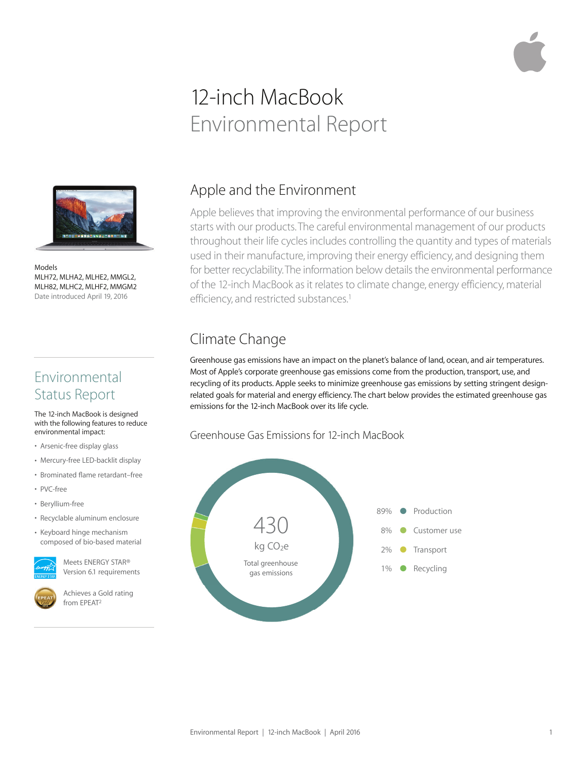# 12-inch MacBook Environmental Report

Models
MLH72, MLHA2, MLHE2, MMGL2, MLH82, MLHC2, MLHF2, MMGM2
Date introduced April 19, 2016

## Apple and the Environment

Apple believes that improving the environmental performance of our business starts with our products. The careful environmental management of our products throughout their life cycles includes controlling the quantity and types of materials used in their manufacture, improving their energy efficiency, and designing them for better recyclability. The information below details the environmental performance of the 12-inch MacBook as it relates to climate change, energy efficiency, material efficiency, and restricted substances.[1]

## Environmental Status Report

The 12-inch MacBook is designed with the following features to reduce environmental impact:

- Arsenic-free display glass
- Mercury-free LED-backlit display
- Brominated flame retardant–free
- PVC-free
- Beryllium-free
- Recyclable aluminum enclosure
- Keyboard hinge mechanism composed of bio-based material

Meets ENERGY STAR® Version 6.1 requirements

Achieves a Gold rating from EPEAT[2]

## Climate Change

Greenhouse gas emissions have an impact on the planet's balance of land, ocean, and air temperatures. Most of Apple's corporate greenhouse gas emissions come from the production, transport, use, and recycling of its products. Apple seeks to minimize greenhouse gas emissions by setting stringent design-related goals for material and energy efficiency. The chart below provides the estimated greenhouse gas emissions for the 12-inch MacBook over its life cycle.

### Greenhouse Gas Emissions for 12-inch MacBook

430 kg $CO_2e$
Total greenhouse gas emissions

| Share | Phase |
|---|---|
| 89% | Production |
| 8% | Customer use |
| 2% | Transport |
| 1% | Recycling |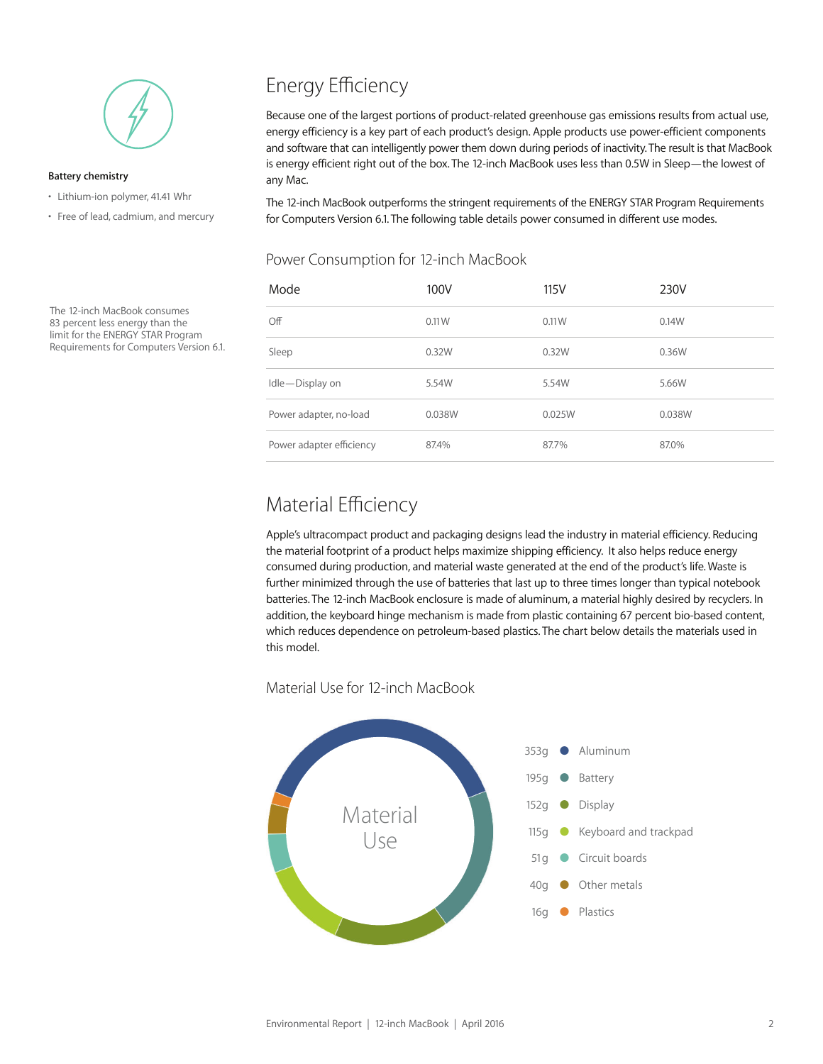**Battery chemistry**

- Lithium-ion polymer, 41.41 Whr
- Free of lead, cadmium, and mercury

The 12-inch MacBook consumes 83 percent less energy than the limit for the ENERGY STAR Program Requirements for Computers Version 6.1.

# Energy Efficiency

Because one of the largest portions of product-related greenhouse gas emissions results from actual use, energy efficiency is a key part of each product's design. Apple products use power-efficient components and software that can intelligently power them down during periods of inactivity. The result is that MacBook is energy efficient right out of the box. The 12-inch MacBook uses less than 0.5W in Sleep—the lowest of any Mac.

The 12-inch MacBook outperforms the stringent requirements of the ENERGY STAR Program Requirements for Computers Version 6.1. The following table details power consumed in different use modes.

## Power Consumption for 12-inch MacBook

| Mode | 100V | 115V | 230V |
|---|---|---|---|
| Off | 0.11W | 0.11W | 0.14W |
| Sleep | 0.32W | 0.32W | 0.36W |
| Idle—Display on | 5.54W | 5.54W | 5.66W |
| Power adapter, no-load | 0.038W | 0.025W | 0.038W |
| Power adapter efficiency | 87.4% | 87.7% | 87.0% |

# Material Efficiency

Apple's ultracompact product and packaging designs lead the industry in material efficiency. Reducing the material footprint of a product helps maximize shipping efficiency. It also helps reduce energy consumed during production, and material waste generated at the end of the product's life. Waste is further minimized through the use of batteries that last up to three times longer than typical notebook batteries. The 12-inch MacBook enclosure is made of aluminum, a material highly desired by recyclers. In addition, the keyboard hinge mechanism is made from plastic containing 67 percent bio-based content, which reduces dependence on petroleum-based plastics. The chart below details the materials used in this model.

## Material Use for 12-inch MacBook

Material Use

| Weight | Material |
|---|---|
| 353g | Aluminum |
| 195g | Battery |
| 152g | Display |
| 115g | Keyboard and trackpad |
| 51g | Circuit boards |
| 40g | Other metals |
| 16g | Plastics |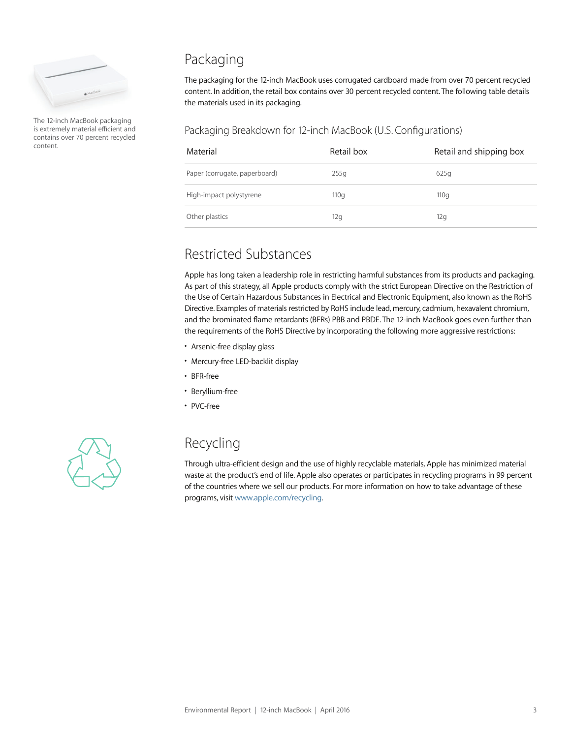The 12-inch MacBook packaging is extremely material efficient and contains over 70 percent recycled content.

## Packaging

The packaging for the 12-inch MacBook uses corrugated cardboard made from over 70 percent recycled content. In addition, the retail box contains over 30 percent recycled content. The following table details the materials used in its packaging.

### Packaging Breakdown for 12-inch MacBook (U.S. Configurations)

| Material | Retail box | Retail and shipping box |
|---|---|---|
| Paper (corrugate, paperboard) | 255g | 625g |
| High-impact polystyrene | 110g | 110g |
| Other plastics | 12g | 12g |

## Restricted Substances

Apple has long taken a leadership role in restricting harmful substances from its products and packaging. As part of this strategy, all Apple products comply with the strict European Directive on the Restriction of the Use of Certain Hazardous Substances in Electrical and Electronic Equipment, also known as the RoHS Directive. Examples of materials restricted by RoHS include lead, mercury, cadmium, hexavalent chromium, and the brominated flame retardants (BFRs) PBB and PBDE. The 12-inch MacBook goes even further than the requirements of the RoHS Directive by incorporating the following more aggressive restrictions:

- Arsenic-free display glass
- Mercury-free LED-backlit display
- BFR-free
- Beryllium-free
- PVC-free

## Recycling

Through ultra-efficient design and the use of highly recyclable materials, Apple has minimized material waste at the product's end of life. Apple also operates or participates in recycling programs in 99 percent of the countries where we sell our products. For more information on how to take advantage of these programs, visit www.apple.com/recycling.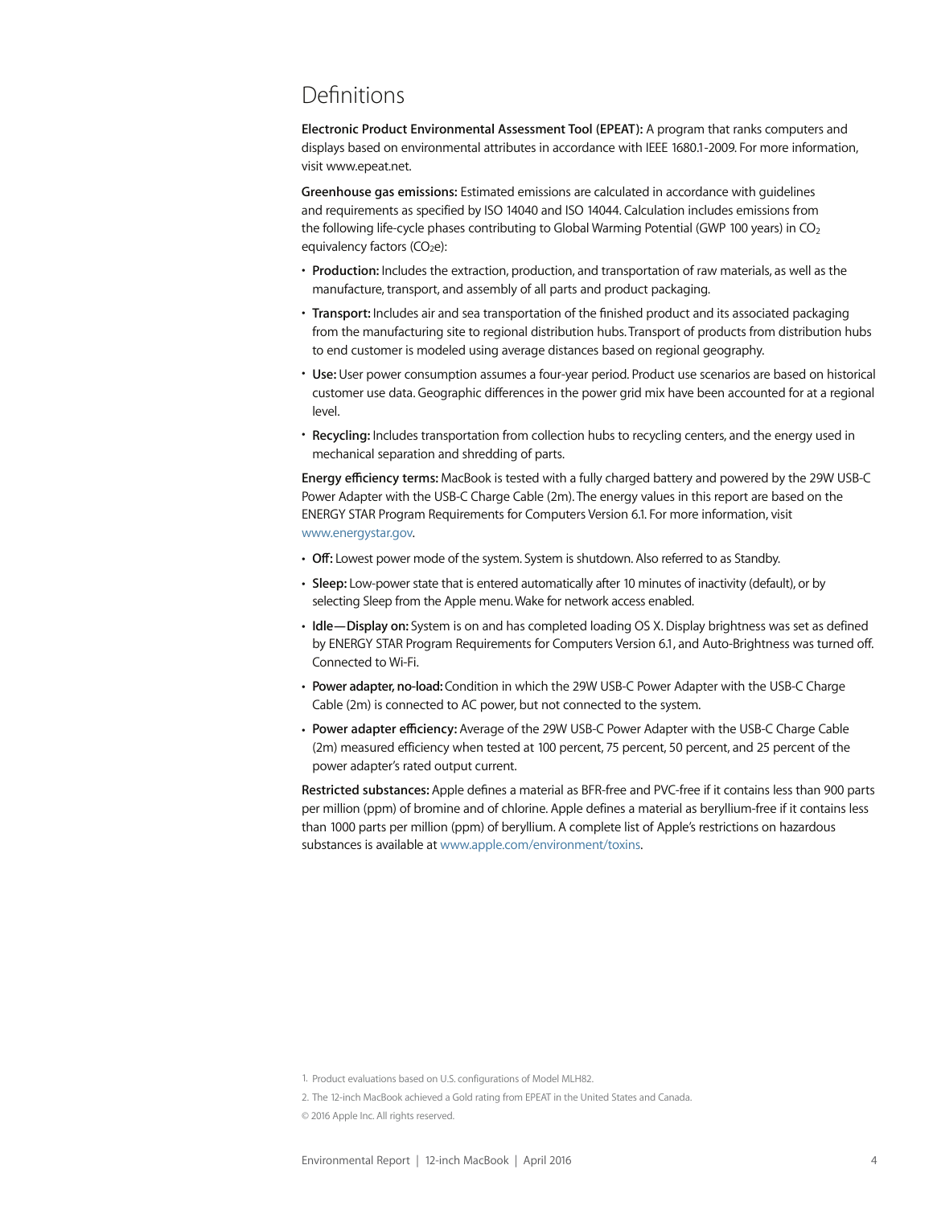# Definitions

**Electronic Product Environmental Assessment Tool (EPEAT):** A program that ranks computers and displays based on environmental attributes in accordance with IEEE 1680.1-2009. For more information, visit www.epeat.net.

**Greenhouse gas emissions:** Estimated emissions are calculated in accordance with guidelines and requirements as specified by ISO 14040 and ISO 14044. Calculation includes emissions from the following life-cycle phases contributing to Global Warming Potential (GWP 100 years) in $CO_2$ equivalency factors ($CO_2e$):

- **Production:** Includes the extraction, production, and transportation of raw materials, as well as the manufacture, transport, and assembly of all parts and product packaging.
- **Transport:** Includes air and sea transportation of the finished product and its associated packaging from the manufacturing site to regional distribution hubs. Transport of products from distribution hubs to end customer is modeled using average distances based on regional geography.
- **Use:** User power consumption assumes a four-year period. Product use scenarios are based on historical customer use data. Geographic differences in the power grid mix have been accounted for at a regional level.
- **Recycling:** Includes transportation from collection hubs to recycling centers, and the energy used in mechanical separation and shredding of parts.

**Energy efficiency terms:** MacBook is tested with a fully charged battery and powered by the 29W USB-C Power Adapter with the USB-C Charge Cable (2m). The energy values in this report are based on the ENERGY STAR Program Requirements for Computers Version 6.1. For more information, visit www.energystar.gov.

- **Off:** Lowest power mode of the system. System is shutdown. Also referred to as Standby.
- **Sleep:** Low-power state that is entered automatically after 10 minutes of inactivity (default), or by selecting Sleep from the Apple menu. Wake for network access enabled.
- **Idle—Display on:** System is on and has completed loading OS X. Display brightness was set as defined by ENERGY STAR Program Requirements for Computers Version 6.1, and Auto-Brightness was turned off. Connected to Wi-Fi.
- **Power adapter, no-load:** Condition in which the 29W USB-C Power Adapter with the USB-C Charge Cable (2m) is connected to AC power, but not connected to the system.
- **Power adapter efficiency:** Average of the 29W USB-C Power Adapter with the USB-C Charge Cable (2m) measured efficiency when tested at 100 percent, 75 percent, 50 percent, and 25 percent of the power adapter's rated output current.

**Restricted substances:** Apple defines a material as BFR-free and PVC-free if it contains less than 900 parts per million (ppm) of bromine and of chlorine. Apple defines a material as beryllium-free if it contains less than 1000 parts per million (ppm) of beryllium. A complete list of Apple's restrictions on hazardous substances is available at www.apple.com/environment/toxins.

1. Product evaluations based on U.S. configurations of Model MLH82.
2. The 12-inch MacBook achieved a Gold rating from EPEAT in the United States and Canada.

© 2016 Apple Inc. All rights reserved.